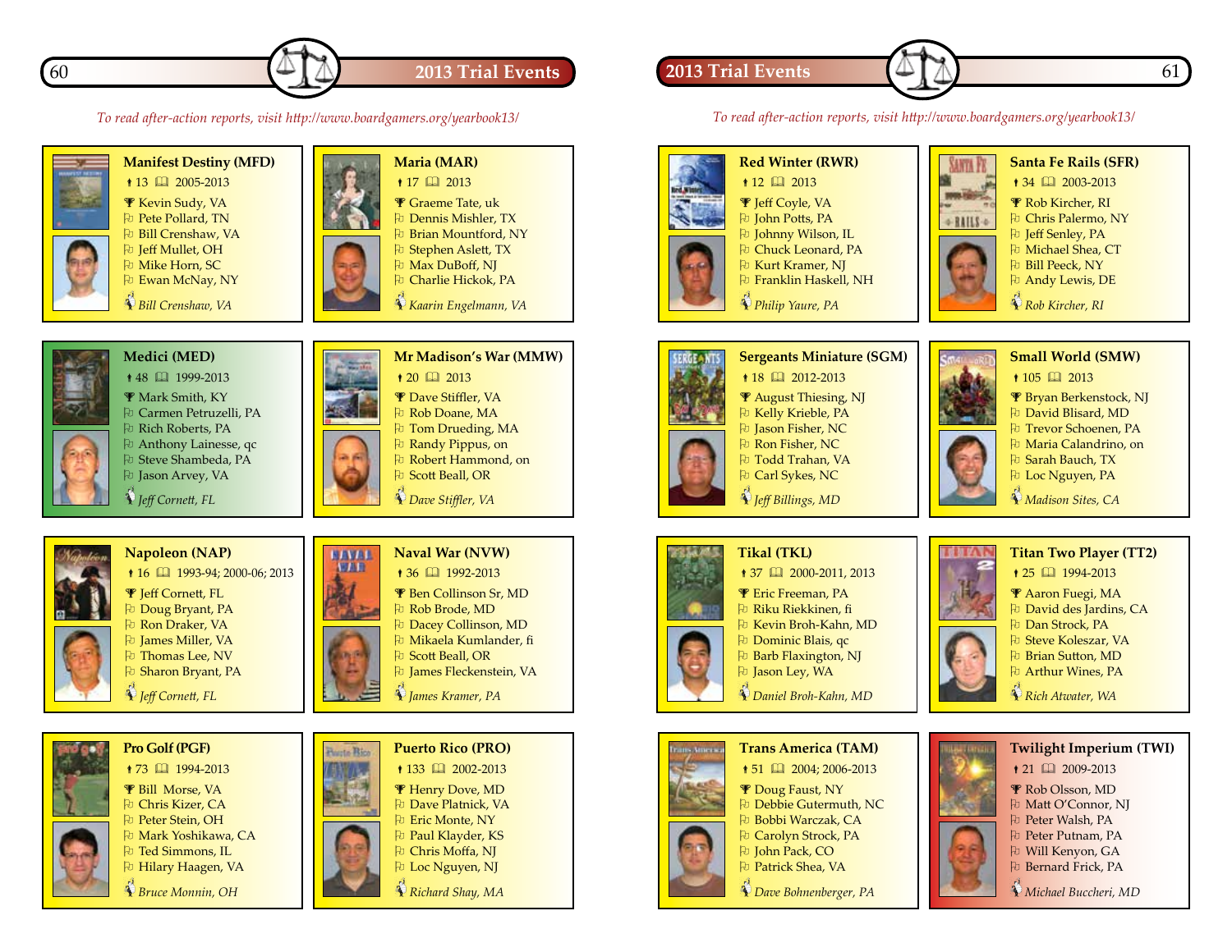## 2013 Trial Events

*To read after-action reports, visit http://www.boardgamers.org/yearbook13/*

### Manifest Destiny (MFD)
13 · 2005-2013
- Kevin Sudy, VA
- Pete Pollard, TN
- Bill Crenshaw, VA
- Jeff Mullet, OH
- Mike Horn, SC
- Ewan McNay, NY

*Bill Crenshaw, VA*

### Maria (MAR)
17 · 2013
- Graeme Tate, uk
- Dennis Mishler, TX
- Brian Mountford, NY
- Stephen Aslett, TX
- Max DuBoff, NJ
- Charlie Hickok, PA

*Kaarin Engelmann, VA*

### Medici (MED)
48 · 1999-2013
- Mark Smith, KY
- Carmen Petruzelli, PA
- Rich Roberts, PA
- Anthony Lainesse, qc
- Steve Shambeda, PA
- Jason Arvey, VA

*Jeff Cornett, FL*

### Mr Madison's War (MMW)
20 · 2013
- Dave Stiffler, VA
- Rob Doane, MA
- Tom Drueding, MA
- Randy Pippus, on
- Robert Hammond, on
- Scott Beall, OR

*Dave Stiffler, VA*

### Napoleon (NAP)
16 · 1993-94; 2000-06; 2013
- Jeff Cornett, FL
- Doug Bryant, PA
- Ron Draker, VA
- James Miller, VA
- Thomas Lee, NV
- Sharon Bryant, PA

*Jeff Cornett, FL*

### Naval War (NVW)
36 · 1992-2013
- Ben Collinson Sr, MD
- Rob Brode, MD
- Dacey Collinson, MD
- Mikaela Kumlander, fi
- Scott Beall, OR
- James Fleckenstein, VA

*James Kramer, PA*

### Pro Golf (PGF)
73 · 1994-2013
- Bill Morse, VA
- Chris Kizer, CA
- Peter Stein, OH
- Mark Yoshikawa, CA
- Ted Simmons, IL
- Hilary Haagen, VA

*Bruce Monnin, OH*

### Puerto Rico (PRO)
133 · 2002-2013
- Henry Dove, MD
- Dave Platnick, VA
- Eric Monte, NY
- Paul Klayder, KS
- Chris Moffa, NJ
- Loc Nguyen, NJ

*Richard Shay, MA*

### Red Winter (RWR)
12 · 2013
- Jeff Coyle, VA
- John Potts, PA
- Johnny Wilson, IL
- Chuck Leonard, PA
- Kurt Kramer, NJ
- Franklin Haskell, NH

*Philip Yaure, PA*

### Santa Fe Rails (SFR)
34 · 2003-2013
- Rob Kircher, RI
- Chris Palermo, NY
- Jeff Senley, PA
- Michael Shea, CT
- Bill Peeck, NY
- Andy Lewis, DE

*Rob Kircher, RI*

### Sergeants Miniature (SGM)
18 · 2012-2013
- August Thiesing, NJ
- Kelly Krieble, PA
- Jason Fisher, NC
- Ron Fisher, NC
- Todd Trahan, VA
- Carl Sykes, NC

*Jeff Billings, MD*

### Small World (SMW)
105 · 2013
- Bryan Berkenstock, NJ
- David Blisard, MD
- Trevor Schoenen, PA
- Maria Calandrino, on
- Sarah Bauch, TX
- Loc Nguyen, PA

*Madison Sites, CA*

### Tikal (TKL)
37 · 2000-2011, 2013
- Eric Freeman, PA
- Riku Riekkinen, fi
- Kevin Broh-Kahn, MD
- Dominic Blais, qc
- Barb Flaxington, NJ
- Jason Ley, WA

*Daniel Broh-Kahn, MD*

### Titan Two Player (TT2)
25 · 1994-2013
- Aaron Fuegi, MA
- David des Jardins, CA
- Dan Strock, PA
- Steve Koleszar, VA
- Brian Sutton, MD
- Arthur Wines, PA

*Rich Atwater, WA*

### Trans America (TAM)
51 · 2004; 2006-2013
- Doug Faust, NY
- Debbie Gutermuth, NC
- Bobbi Warczak, CA
- Carolyn Strock, PA
- John Pack, CO
- Patrick Shea, VA

*Dave Bohnenberger, PA*

### Twilight Imperium (TWI)
21 · 2009-2013
- Rob Olsson, MD
- Matt O'Connor, NJ
- Peter Walsh, PA
- Peter Putnam, PA
- Will Kenyon, GA
- Bernard Frick, PA

*Michael Buccheri, MD*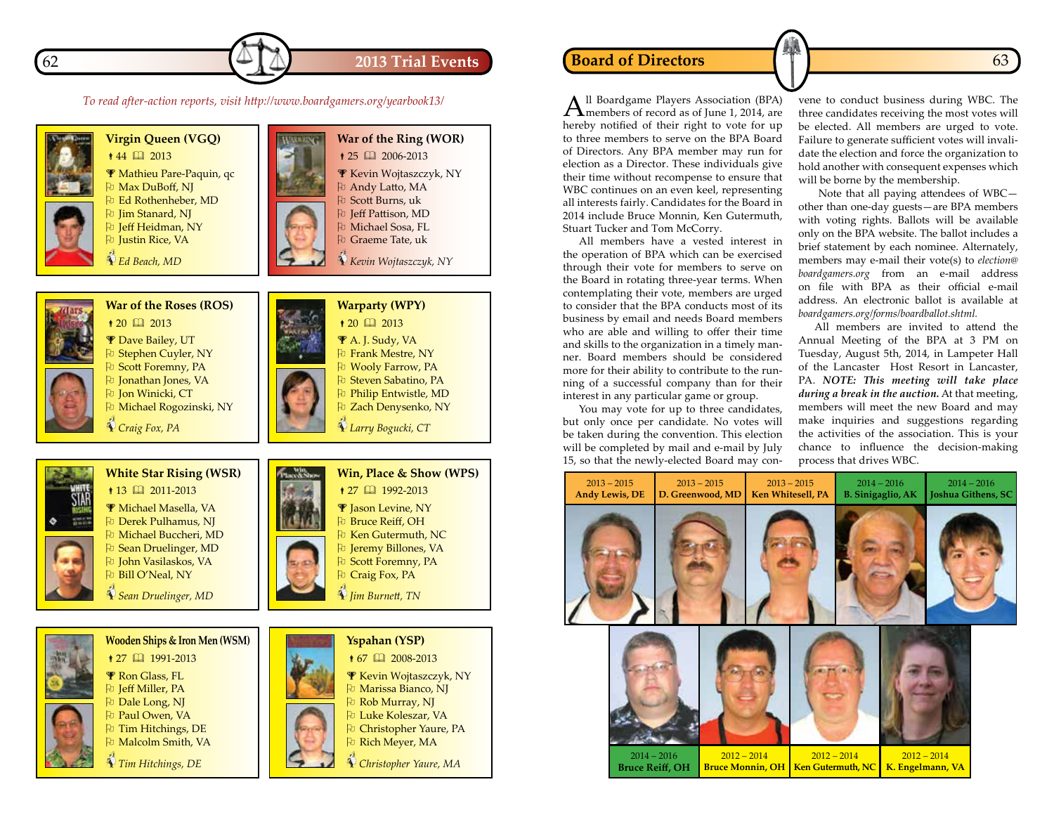# 2013 Trial Events

*To read after-action reports, visit http://www.boardgamers.org/yearbook13/*

### Virgin Queen (VGQ)

44 · 2013

- Mathieu Pare-Paquin, qc
- Max DuBoff, NJ
- Ed Rothenheber, MD
- Jim Stanard, NJ
- Jeff Heidman, NY
- Justin Rice, VA

*Ed Beach, MD*

### War of the Ring (WOR)

25 · 2006-2013

- Kevin Wojtaszczyk, NY
- Andy Latto, MA
- Scott Burns, uk
- Jeff Pattison, MD
- Michael Sosa, FL
- Graeme Tate, uk

*Kevin Wojtaszczyk, NY*

### War of the Roses (ROS)

20 · 2013

- Dave Bailey, UT
- Stephen Cuyler, NY
- Scott Foremny, PA
- Jonathan Jones, VA
- Jon Winicki, CT
- Michael Rogozinski, NY

*Craig Fox, PA*

### Warparty (WPY)

20 · 2013

- A. J. Sudy, VA
- Frank Mestre, NY
- Wooly Farrow, PA
- Steven Sabatino, PA
- Philip Entwistle, MD
- Zach Denysenko, NY

*Larry Bogucki, CT*

### White Star Rising (WSR)

13 · 2011-2013

- Michael Masella, VA
- Derek Pulhamus, NJ
- Michael Buccheri, MD
- Sean Druelinger, MD
- John Vasilaskos, VA
- Bill O'Neal, NY

*Sean Druelinger, MD*

### Win, Place & Show (WPS)

27 · 1992-2013

- Jason Levine, NY
- Bruce Reiff, OH
- Ken Gutermuth, NC
- Jeremy Billones, VA
- Scott Foremny, PA
- Craig Fox, PA

*Jim Burnett, TN*

### Wooden Ships & Iron Men (WSM)

27 · 1991-2013

- Ron Glass, FL
- Jeff Miller, PA
- Dale Long, NJ
- Paul Owen, VA
- Tim Hitchings, DE
- Malcolm Smith, VA

*Tim Hitchings, DE*

### Yspahan (YSP)

67 · 2008-2013

- Kevin Wojtaszczyk, NY
- Marissa Bianco, NJ
- Rob Murray, NJ
- Luke Koleszar, VA
- Christopher Yaure, PA
- Rich Meyer, MA

*Christopher Yaure, MA*

# Board of Directors

All Boardgame Players Association (BPA) members of record as of June 1, 2014, are hereby notified of their right to vote for up to three members to serve on the BPA Board of Directors. Any BPA member may run for election as a Director. These individuals give their time without recompense to ensure that WBC continues on an even keel, representing all interests fairly. Candidates for the Board in 2014 include Bruce Monnin, Ken Gutermuth, Stuart Tucker and Tom McCrory.

All members have a vested interest in the operation of BPA which can be exercised through their vote for members to serve on the Board in rotating three-year terms. When contemplating their vote, members are urged to consider that the BPA conducts most of its business by email and needs Board members who are able and willing to offer their time and skills to the organization in a timely manner. Board members should be considered more for their ability to contribute to the running of a successful company than for their interest in any particular game or group.

You may vote for up to three candidates, but only once per candidate. No votes will be taken during the convention. This election will be completed by mail and e-mail by July 15, so that the newly-elected Board may convene to conduct business during WBC. The three candidates receiving the most votes will be elected. All members are urged to vote. Failure to generate sufficient votes will invalidate the election and force the organization to hold another with consequent expenses which will be borne by the membership.

Note that all paying attendees of WBC—other than one-day guests—are BPA members with voting rights. Ballots will be available only on the BPA website. The ballot includes a brief statement by each nominee. Alternately, members may e-mail their vote(s) to *election@boardgamers.org* from an e-mail address on file with BPA as their official e-mail address. An electronic ballot is available at *boardgamers.org/forms/boardballot.shtml.*

All members are invited to attend the Annual Meeting of the BPA at 3 PM on Tuesday, August 5th, 2014, in Lampeter Hall of the Lancaster Host Resort in Lancaster, PA. ***NOTE: This meeting will take place during a break in the auction.*** At that meeting, members will meet the new Board and may make inquiries and suggestions regarding the activities of the association. This is your chance to influence the decision-making process that drives WBC.

| 2013 – 2015 | 2013 – 2015 | 2013 – 2015 | 2014 – 2016 | 2014 – 2016 |
|---|---|---|---|---|
| **Andy Lewis, DE** | **D. Greenwood, MD** | **Ken Whitesell, PA** | **B. Sinigaglio, AK** | **Joshua Githens, SC** |

| 2014 – 2016 | 2012 – 2014 | 2012 – 2014 | 2012 – 2014 |
|---|---|---|---|
| **Bruce Reiff, OH** | **Bruce Monnin, OH** | **Ken Gutermuth, NC** | **K. Engelmann, VA** |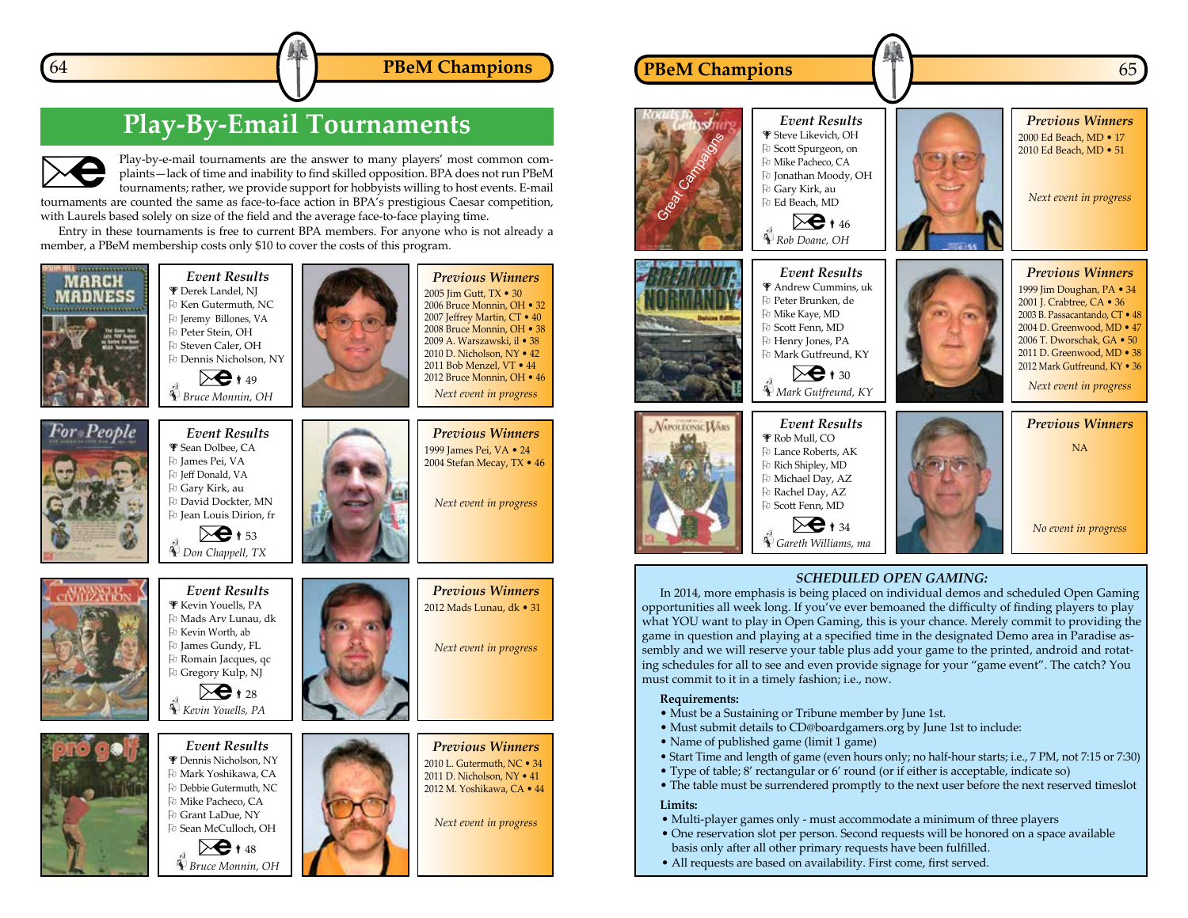# Play-By-Email Tournaments

Play-by-e-mail tournaments are the answer to many players' most common complaints—lack of time and inability to find skilled opposition. BPA does not run PBeM tournaments; rather, we provide support for hobbyists willing to host events. E-mail tournaments are counted the same as face-to-face action in BPA's prestigious Caesar competition, with Laurels based solely on size of the field and the average face-to-face playing time.

Entry in these tournaments is free to current BPA members. For anyone who is not already a member, a PBeM membership costs only $10 to cover the costs of this program.

### March Madness

**Event Results**
- Derek Landel, NJ
- Ken Gutermuth, NC
- Jeremy Billones, VA
- Peter Stein, OH
- Steven Caler, OH
- Dennis Nicholson, NY

49

*Bruce Monnin, OH*

**Previous Winners**
- 2005 Jim Gutt, TX • 30
- 2006 Bruce Monnin, OH • 32
- 2007 Jeffrey Martin, CT • 40
- 2008 Bruce Monnin, OH • 38
- 2009 A. Warszawski, il • 38
- 2010 D. Nicholson, NY • 42
- 2011 Bob Menzel, VT • 44
- 2012 Bruce Monnin, OH • 46

*Next event in progress*

### For the People

**Event Results**
- Sean Dolbee, CA
- James Pei, VA
- Jeff Donald, VA
- Gary Kirk, au
- David Dockter, MN
- Jean Louis Dirion, fr

53

*Don Chappell, TX*

**Previous Winners**
- 1999 James Pei, VA • 24
- 2004 Stefan Mecay, TX • 46

*Next event in progress*

### Advanced Civilization

**Event Results**
- Kevin Youells, PA
- Mads Arv Lunau, dk
- Kevin Worth, ab
- James Gundy, FL
- Romain Jacques, qc
- Gregory Kulp, NJ

28

*Kevin Youells, PA*

**Previous Winners**
- 2012 Mads Lunau, dk • 31

*Next event in progress*

### Pro Golf

**Event Results**
- Dennis Nicholson, NY
- Mark Yoshikawa, CA
- Debbie Gutermuth, NC
- Mike Pacheco, CA
- Grant LaDue, NY
- Sean McCulloch, OH

48

*Bruce Monnin, OH*

**Previous Winners**
- 2010 L. Gutermuth, NC • 34
- 2011 D. Nicholson, NY • 41
- 2012 M. Yoshikawa, CA • 44

*Next event in progress*

### Roads to Gettysburg (Great Campaigns)

**Event Results**
- Steve Likevich, OH
- Scott Spurgeon, on
- Mike Pacheco, CA
- Jonathan Moody, OH
- Gary Kirk, au
- Ed Beach, MD

46

*Rob Doane, OH*

**Previous Winners**
- 2000 Ed Beach, MD • 17
- 2010 Ed Beach, MD • 51

*Next event in progress*

### Breakout: Normandy

**Event Results**
- Andrew Cummins, uk
- Peter Brunken, de
- Mike Kaye, MD
- Scott Fenn, MD
- Henry Jones, PA
- Mark Gutfreund, KY

30

*Mark Gutfreund, KY*

**Previous Winners**
- 1999 Jim Doughan, PA • 34
- 2001 J. Crabtree, CA • 36
- 2003 B. Passacantando, CT • 48
- 2004 D. Greenwood, MD • 47
- 2006 T. Dworschak, GA • 50
- 2011 D. Greenwood, MD • 38
- 2012 Mark Gutfreund, KY • 36

*Next event in progress*

### Napoleonic Wars

**Event Results**
- Rob Mull, CO
- Lance Roberts, AK
- Rich Shipley, MD
- Michael Day, AZ
- Rachel Day, AZ
- Scott Fenn, MD

34

*Gareth Williams, ma*

**Previous Winners**

NA

*No event in progress*

## SCHEDULED OPEN GAMING:

In 2014, more emphasis is being placed on individual demos and scheduled Open Gaming opportunities all week long. If you've ever bemoaned the difficulty of finding players to play what YOU want to play in Open Gaming, this is your chance. Merely commit to providing the game in question and playing at a specified time in the designated Demo area in Paradise assembly and we will reserve your table plus add your game to the printed, android and rotating schedules for all to see and even provide signage for your "game event". The catch? You must commit to it in a timely fashion; i.e., now.

**Requirements:**
- Must be a Sustaining or Tribune member by June 1st.
- Must submit details to CD@boardgamers.org by June 1st to include:
- Name of published game (limit 1 game)
- Start Time and length of game (even hours only; no half-hour starts; i.e., 7 PM, not 7:15 or 7:30)
- Type of table; 8' rectangular or 6' round (or if either is acceptable, indicate so)
- The table must be surrendered promptly to the next user before the next reserved timeslot

**Limits:**
- Multi-player games only - must accommodate a minimum of three players
- One reservation slot per person. Second requests will be honored on a space available basis only after all other primary requests have been fulfilled.
- All requests are based on availability. First come, first served.